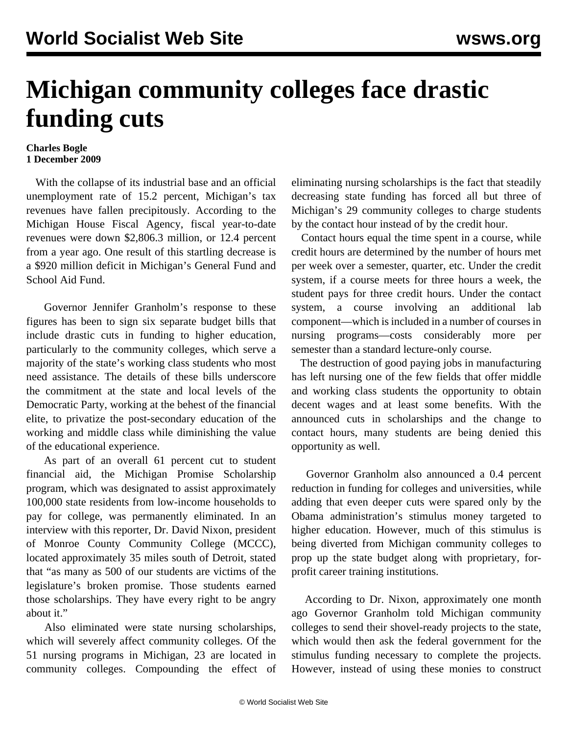# Michigan community colleges face drastic funding cuts

**Charles Bogle**
**1 December 2009**

With the collapse of its industrial base and an official unemployment rate of 15.2 percent, Michigan's tax revenues have fallen precipitously. According to the Michigan House Fiscal Agency, fiscal year-to-date revenues were down $2,806.3 million, or 12.4 percent from a year ago. One result of this startling decrease is a $920 million deficit in Michigan's General Fund and School Aid Fund.

Governor Jennifer Granholm's response to these figures has been to sign six separate budget bills that include drastic cuts in funding to higher education, particularly to the community colleges, which serve a majority of the state's working class students who most need assistance. The details of these bills underscore the commitment at the state and local levels of the Democratic Party, working at the behest of the financial elite, to privatize the post-secondary education of the working and middle class while diminishing the value of the educational experience.

As part of an overall 61 percent cut to student financial aid, the Michigan Promise Scholarship program, which was designated to assist approximately 100,000 state residents from low-income households to pay for college, was permanently eliminated. In an interview with this reporter, Dr. David Nixon, president of Monroe County Community College (MCCC), located approximately 35 miles south of Detroit, stated that "as many as 500 of our students are victims of the legislature's broken promise. Those students earned those scholarships. They have every right to be angry about it."

Also eliminated were state nursing scholarships, which will severely affect community colleges. Of the 51 nursing programs in Michigan, 23 are located in community colleges. Compounding the effect of eliminating nursing scholarships is the fact that steadily decreasing state funding has forced all but three of Michigan's 29 community colleges to charge students by the contact hour instead of by the credit hour.

Contact hours equal the time spent in a course, while credit hours are determined by the number of hours met per week over a semester, quarter, etc. Under the credit system, if a course meets for three hours a week, the student pays for three credit hours. Under the contact system, a course involving an additional lab component—which is included in a number of courses in nursing programs—costs considerably more per semester than a standard lecture-only course.

The destruction of good paying jobs in manufacturing has left nursing one of the few fields that offer middle and working class students the opportunity to obtain decent wages and at least some benefits. With the announced cuts in scholarships and the change to contact hours, many students are being denied this opportunity as well.

Governor Granholm also announced a 0.4 percent reduction in funding for colleges and universities, while adding that even deeper cuts were spared only by the Obama administration's stimulus money targeted to higher education. However, much of this stimulus is being diverted from Michigan community colleges to prop up the state budget along with proprietary, for-profit career training institutions.

According to Dr. Nixon, approximately one month ago Governor Granholm told Michigan community colleges to send their shovel-ready projects to the state, which would then ask the federal government for the stimulus funding necessary to complete the projects. However, instead of using these monies to construct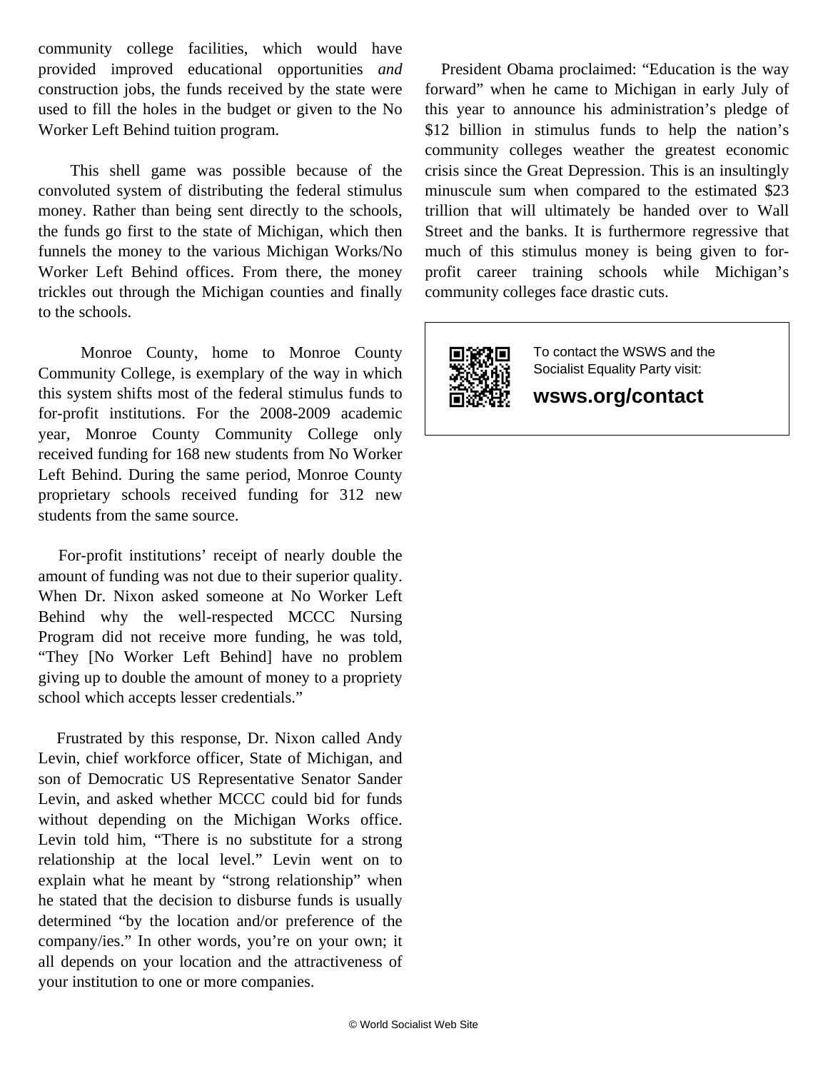community college facilities, which would have provided improved educational opportunities *and* construction jobs, the funds received by the state were used to fill the holes in the budget or given to the No Worker Left Behind tuition program.

This shell game was possible because of the convoluted system of distributing the federal stimulus money. Rather than being sent directly to the schools, the funds go first to the state of Michigan, which then funnels the money to the various Michigan Works/No Worker Left Behind offices. From there, the money trickles out through the Michigan counties and finally to the schools.

Monroe County, home to Monroe County Community College, is exemplary of the way in which this system shifts most of the federal stimulus funds to for-profit institutions. For the 2008-2009 academic year, Monroe County Community College only received funding for 168 new students from No Worker Left Behind. During the same period, Monroe County proprietary schools received funding for 312 new students from the same source.

For-profit institutions' receipt of nearly double the amount of funding was not due to their superior quality. When Dr. Nixon asked someone at No Worker Left Behind why the well-respected MCCC Nursing Program did not receive more funding, he was told, "They [No Worker Left Behind] have no problem giving up to double the amount of money to a propriety school which accepts lesser credentials."

Frustrated by this response, Dr. Nixon called Andy Levin, chief workforce officer, State of Michigan, and son of Democratic US Representative Senator Sander Levin, and asked whether MCCC could bid for funds without depending on the Michigan Works office. Levin told him, "There is no substitute for a strong relationship at the local level." Levin went on to explain what he meant by "strong relationship" when he stated that the decision to disburse funds is usually determined "by the location and/or preference of the company/ies." In other words, you're on your own; it all depends on your location and the attractiveness of your institution to one or more companies.

President Obama proclaimed: "Education is the way forward" when he came to Michigan in early July of this year to announce his administration's pledge of $12 billion in stimulus funds to help the nation's community colleges weather the greatest economic crisis since the Great Depression. This is an insultingly minuscule sum when compared to the estimated $23 trillion that will ultimately be handed over to Wall Street and the banks. It is furthermore regressive that much of this stimulus money is being given to for-profit career training schools while Michigan's community colleges face drastic cuts.

To contact the WSWS and the Socialist Equality Party visit:

**wsws.org/contact**